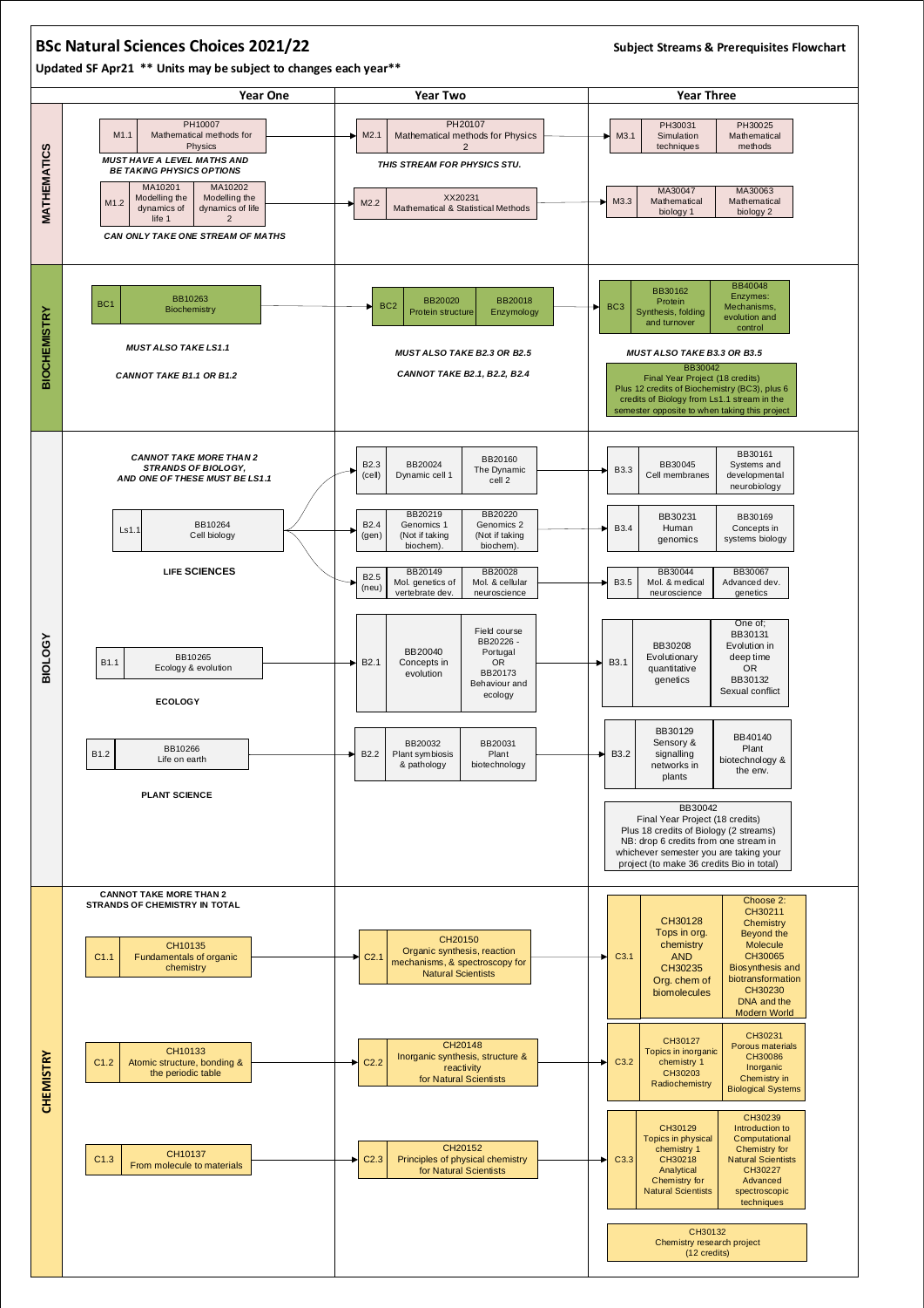# BSc Natural Sciences Choices 2021/22

**Subject Streams & Prerequisites Flowchart**

**Updated SF Apr21 \*\* Units may be subject to changes each year\*\***

## MATHEMATICS

| | Year One | Year Two | Year Three |
|---|---|---|---|
| | M1.1 PH10007 Mathematical methods for Physics | M2.1 PH20107 Mathematical methods for Physics 2 | M3.1 PH30031 Simulation techniques; PH30025 Mathematical methods |
| | ***MUST HAVE A LEVEL MATHS AND BE TAKING PHYSICS OPTIONS*** | ***THIS STREAM FOR PHYSICS STU.*** | |
| | M1.2 MA10201 Modelling the dynamics of life 1; MA10202 Modelling the dynamics of life 2 | M2.2 XX20231 Mathematical & Statistical Methods | M3.3 MA30047 Mathematical biology 1; MA30063 Mathematical biology 2 |
| | ***CAN ONLY TAKE ONE STREAM OF MATHS*** | | |

## BIOCHEMISTRY

| Year One | Year Two | Year Three |
|---|---|---|
| BC1 BB10263 Biochemistry | BC2 BB20020 Protein structure; BB20018 Enzymology | BC3 BB30162 Protein Synthesis, folding and turnover; BB40048 Enzymes: Mechanisms, evolution and control |
| ***MUST ALSO TAKE LS1.1*** | ***MUST ALSO TAKE B2.3 OR B2.5*** | ***MUST ALSO TAKE B3.3 OR B3.5*** |
| ***CANNOT TAKE B1.1 OR B1.2*** | ***CANNOT TAKE B2.1, B2.2, B2.4*** | BB30042 Final Year Project (18 credits) Plus 12 credits of Biochemistry (BC3), plus 6 credits of Biology from Ls1.1 stream in the semester opposite to when taking this project |

## BIOLOGY

***CANNOT TAKE MORE THAN 2 STRANDS OF BIOLOGY, AND ONE OF THESE MUST BE LS1.1***

| Year One | Year Two | Year Three |
|---|---|---|
| **LIFE SCIENCES** – Ls1.1 BB10264 Cell biology | B2.3 (cell) BB20024 Dynamic cell 1; BB20160 The Dynamic cell 2 | B3.3 BB30045 Cell membranes; BB30161 Systems and developmental neurobiology |
| | B2.4 (gen) BB20219 Genomics 1 (Not if taking biochem).; BB20220 Genomics 2 (Not if taking biochem). | B3.4 BB30231 Human genomics; BB30169 Concepts in systems biology |
| | B2.5 (neu) BB20149 Mol. genetics of vertebrate dev.; BB20028 Mol. & cellular neuroscience | B3.5 BB30044 Mol. & medical neuroscience; BB30067 Advanced dev. genetics |
| **ECOLOGY** – B1.1 BB10265 Ecology & evolution | B2.1 BB20040 Concepts in evolution; Field course BB20226 - Portugal OR BB20173 Behaviour and ecology | B3.1 BB30208 Evolutionary quantitative genetics; One of; BB30131 Evolution in deep time OR BB30132 Sexual conflict |
| **PLANT SCIENCE** – B1.2 BB10266 Life on earth | B2.2 BB20032 Plant symbiosis & pathology; BB20031 Plant biotechnology | B3.2 BB30129 Sensory & signalling networks in plants; BB40140 Plant biotechnology & the env. |
| | | BB30042 Final Year Project (18 credits) Plus 18 credits of Biology (2 streams) NB: drop 6 credits from one stream in whichever semester you are taking your project (to make 36 credits Bio in total) |

## CHEMISTRY

***CANNOT TAKE MORE THAN 2 STRANDS OF CHEMISTRY IN TOTAL***

| Year One | Year Two | Year Three |
|---|---|---|
| C1.1 CH10135 Fundamentals of organic chemistry | C2.1 CH20150 Organic synthesis, reaction mechanisms, & spectroscopy for Natural Scientists | C3.1 CH30128 Tops in org. chemistry AND CH30235 Org. chem of biomolecules; Choose 2: CH30211 Chemistry Beyond the Molecule, CH30065 Biosynthesis and biotransformation, CH30230 DNA and the Modern World |
| C1.2 CH10133 Atomic structure, bonding & the periodic table | C2.2 CH20148 Inorganic synthesis, structure & reactivity for Natural Scientists | C3.2 CH30127 Topics in inorganic chemistry 1, CH30203 Radiochemistry; CH30231 Porous materials, CH30086 Inorganic Chemistry in Biological Systems |
| C1.3 CH10137 From molecule to materials | C2.3 CH20152 Principles of physical chemistry for Natural Scientists | C3.3 CH30129 Topics in physical chemistry 1, CH30218 Analytical Chemistry for Natural Scientists; CH30239 Introduction to Computational Chemistry for Natural Scientists, CH30227 Advanced spectroscopic techniques |
| | | CH30132 Chemistry research project (12 credits) |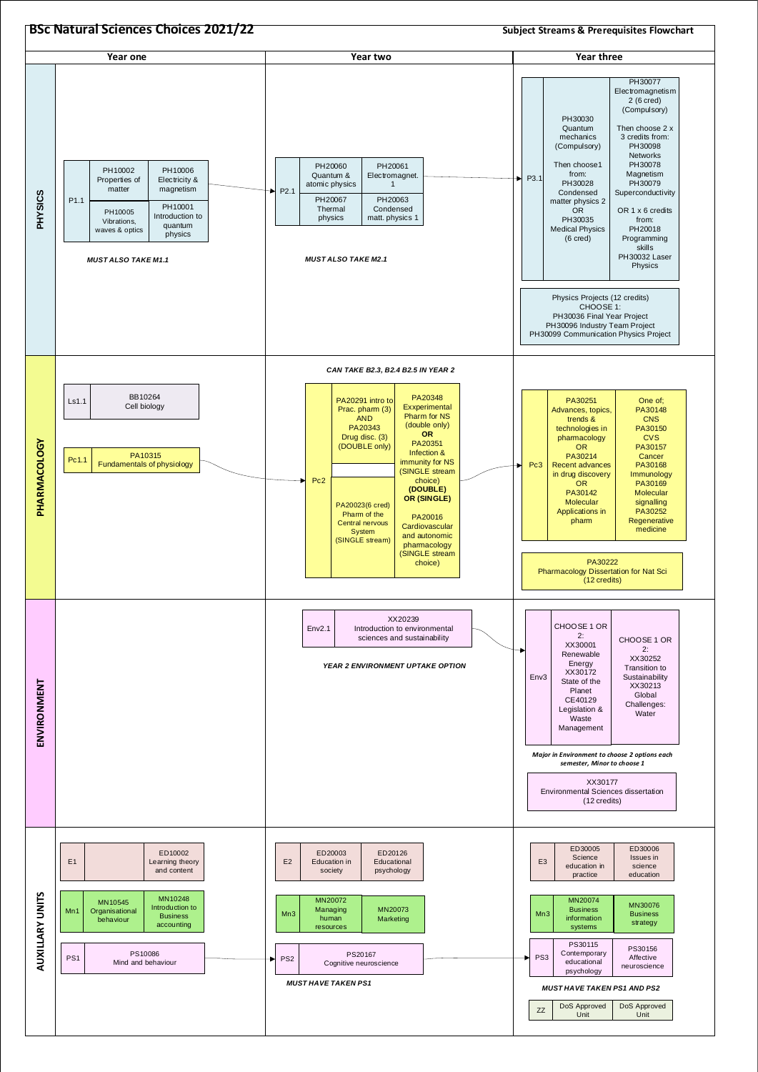# BSc Natural Sciences Choices 2021/22

**Subject Streams & Prerequisites Flowchart**

## PHYSICS

### Year one

**P1.1**
- PH10002 Properties of matter
- PH10006 Electricity & magnetism
- PH10005 Vibrations, waves & optics
- PH10001 Introduction to quantum physics

***MUST ALSO TAKE M1.1***

### Year two

**P2.1**
- PH20060 Quantum & atomic physics
- PH20061 Electromagnet. 1
- PH20067 Thermal physics
- PH20063 Condensed matt. physics 1

***MUST ALSO TAKE M2.1***

### Year three

**P3.1**

PH30030 Quantum mechanics (Compulsory)

Then choose1 from:
PH30028 Condensed matter physics 2
OR
PH30035 Medical Physics (6 cred)

PH30077 Electromagnetism 2 (6 cred) (Compulsory)

Then choose 2 x 3 credits from:
PH30098 Networks
PH30078 Magnetism
PH30079 Superconductivity

OR 1 x 6 credits from:
PH20018 Programming skills
PH30032 Laser Physics

Physics Projects (12 credits)
CHOOSE 1:
PH30036 Final Year Project
PH30096 Industry Team Project
PH30099 Communication Physics Project

## PHARMACOLOGY

### Year one

**Ls1.1** BB10264 Cell biology

**Pc1.1** PA10315 Fundamentals of physiology

### Year two

***CAN TAKE B2.3, B2.4 B2.5 IN YEAR 2***

**Pc2**

PA20291 intro to Prac. pharm (3)
AND
PA20343 Drug disc. (3)
(DOUBLE only)

PA20023(6 cred) Pharm of the Central nervous System (SINGLE stream)

PA20348 Exxperimental Pharm for NS (double only)
**OR**
PA20351 Infection & immunity for NS (SINGLE stream choice)
**(DOUBLE) OR (SINGLE)**
PA20016 Cardiovascular and autonomic pharmacology (SINGLE stream choice)

### Year three

**Pc3**

PA30251 Advances, topics, trends & technologies in pharmacology
OR
PA30214 Recent advances in drug discovery
OR
PA30142 Molecular Applications in pharm

One of;
PA30148 CNS
PA30150 CVS
PA30157 Cancer
PA30168 Immunology
PA30169 Molecular signalling
PA30252 Regenerative medicine

PA30222
Pharmacology Dissertation for Nat Sci
(12 credits)

## ENVIRONMENT

### Year two

**Env2.1** XX20239 Introduction to environmental sciences and sustainability

***YEAR 2 ENVIRONMENT UPTAKE OPTION***

### Year three

**Env3**

CHOOSE 1 OR 2:
XX30001 Renewable Energy
XX30172 State of the Planet
CE40129 Legislation & Waste Management

CHOOSE 1 OR 2:
XX30252 Transition to Sustainability
XX30213 Global Challenges: Water

***Major in Environment to choose 2 options each semester, Minor to choose 1***

XX30177
Environmental Sciences dissertation
(12 credits)

## AUXILIARY UNITS

### Year one

- **E1** ED10002 Learning theory and content
- **Mn1** MN10545 Organisational behaviour; MN10248 Introduction to Business accounting
- **PS1** PS10086 Mind and behaviour

### Year two

- **E2** ED20003 Education in society; ED20126 Educational psychology
- **Mn3** MN20072 Managing human resources; MN20073 Marketing
- **PS2** PS20167 Cognitive neuroscience

***MUST HAVE TAKEN PS1***

### Year three

- **E3** ED30005 Science education in practice; ED30006 Issues in science education
- **Mn3** MN20074 Business information systems; MN30076 Business strategy
- **PS3** PS30115 Contemporary educational psychology; PS30156 Affective neuroscience

***MUST HAVE TAKEN PS1 AND PS2***

- **ZZ** DoS Approved Unit; DoS Approved Unit